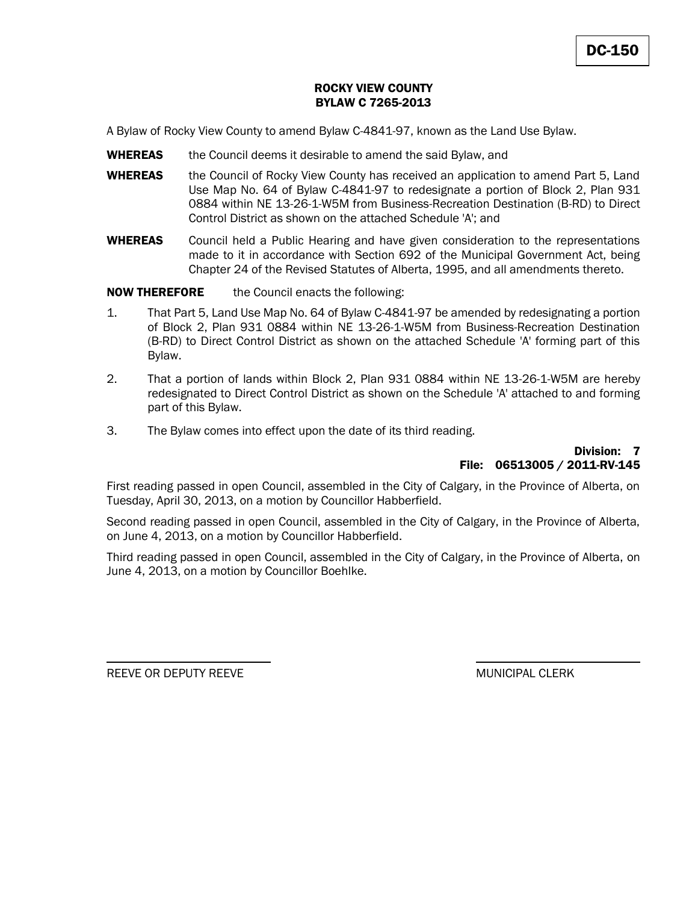**DC-150**

# ROCKY VIEW COUNTY
## BYLAW C 7265-2013

A Bylaw of Rocky View County to amend Bylaw C-4841-97, known as the Land Use Bylaw.

**WHEREAS** the Council deems it desirable to amend the said Bylaw, and

**WHEREAS** the Council of Rocky View County has received an application to amend Part 5, Land Use Map No. 64 of Bylaw C-4841-97 to redesignate a portion of Block 2, Plan 931 0884 within NE 13-26-1-W5M from Business-Recreation Destination (B-RD) to Direct Control District as shown on the attached Schedule 'A'; and

**WHEREAS** Council held a Public Hearing and have given consideration to the representations made to it in accordance with Section 692 of the Municipal Government Act, being Chapter 24 of the Revised Statutes of Alberta, 1995, and all amendments thereto.

**NOW THEREFORE** the Council enacts the following:

1. That Part 5, Land Use Map No. 64 of Bylaw C-4841-97 be amended by redesignating a portion of Block 2, Plan 931 0884 within NE 13-26-1-W5M from Business-Recreation Destination (B-RD) to Direct Control District as shown on the attached Schedule 'A' forming part of this Bylaw.
2. That a portion of lands within Block 2, Plan 931 0884 within NE 13-26-1-W5M are hereby redesignated to Direct Control District as shown on the Schedule 'A' attached to and forming part of this Bylaw.
3. The Bylaw comes into effect upon the date of its third reading.

**Division: 7**
**File: 06513005 / 2011-RV-145**

First reading passed in open Council, assembled in the City of Calgary, in the Province of Alberta, on Tuesday, April 30, 2013, on a motion by Councillor Habberfield.

Second reading passed in open Council, assembled in the City of Calgary, in the Province of Alberta, on June 4, 2013, on a motion by Councillor Habberfield.

Third reading passed in open Council, assembled in the City of Calgary, in the Province of Alberta, on June 4, 2013, on a motion by Councillor Boehlke.

REEVE OR DEPUTY REEVE

MUNICIPAL CLERK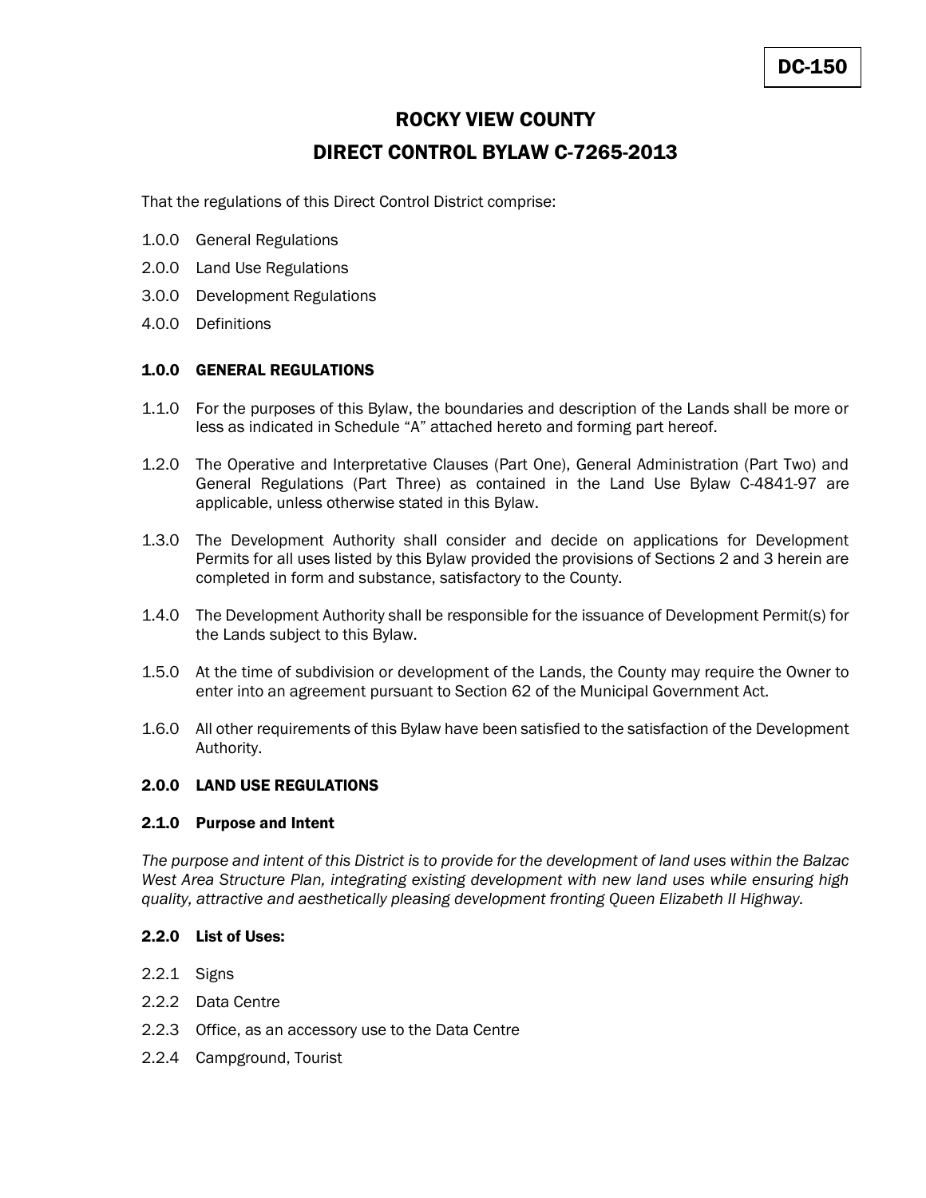DC-150

# ROCKY VIEW COUNTY

# DIRECT CONTROL BYLAW C-7265-2013

That the regulations of this Direct Control District comprise:

1.0.0 General Regulations

2.0.0 Land Use Regulations

3.0.0 Development Regulations

4.0.0 Definitions

## 1.0.0 GENERAL REGULATIONS

1.1.0 For the purposes of this Bylaw, the boundaries and description of the Lands shall be more or less as indicated in Schedule "A" attached hereto and forming part hereof.

1.2.0 The Operative and Interpretative Clauses (Part One), General Administration (Part Two) and General Regulations (Part Three) as contained in the Land Use Bylaw C-4841-97 are applicable, unless otherwise stated in this Bylaw.

1.3.0 The Development Authority shall consider and decide on applications for Development Permits for all uses listed by this Bylaw provided the provisions of Sections 2 and 3 herein are completed in form and substance, satisfactory to the County.

1.4.0 The Development Authority shall be responsible for the issuance of Development Permit(s) for the Lands subject to this Bylaw.

1.5.0 At the time of subdivision or development of the Lands, the County may require the Owner to enter into an agreement pursuant to Section 62 of the Municipal Government Act.

1.6.0 All other requirements of this Bylaw have been satisfied to the satisfaction of the Development Authority.

## 2.0.0 LAND USE REGULATIONS

### 2.1.0 Purpose and Intent

*The purpose and intent of this District is to provide for the development of land uses within the Balzac West Area Structure Plan, integrating existing development with new land uses while ensuring high quality, attractive and aesthetically pleasing development fronting Queen Elizabeth II Highway.*

### 2.2.0 List of Uses:

2.2.1 Signs

2.2.2 Data Centre

2.2.3 Office, as an accessory use to the Data Centre

2.2.4 Campground, Tourist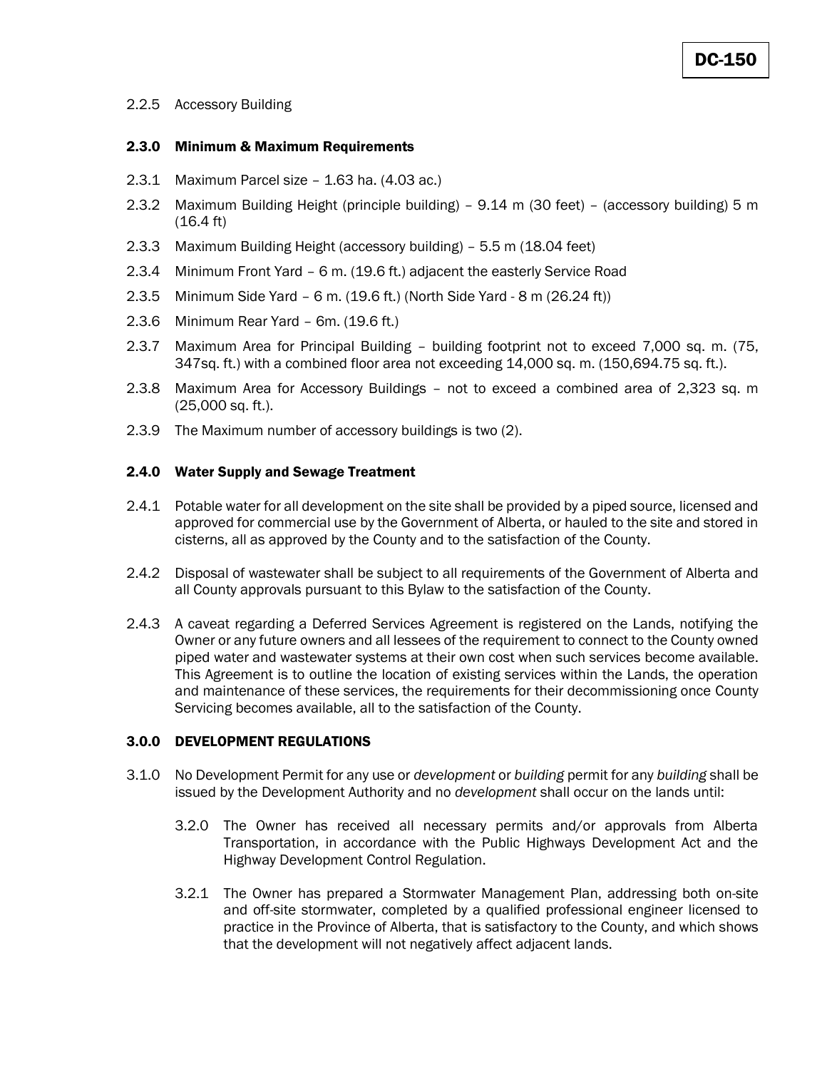2.2.5 Accessory Building

### 2.3.0 Minimum & Maximum Requirements

2.3.1 Maximum Parcel size – 1.63 ha. (4.03 ac.)

2.3.2 Maximum Building Height (principle building) – 9.14 m (30 feet) – (accessory building) 5 m (16.4 ft)

2.3.3 Maximum Building Height (accessory building) – 5.5 m (18.04 feet)

2.3.4 Minimum Front Yard – 6 m. (19.6 ft.) adjacent the easterly Service Road

2.3.5 Minimum Side Yard – 6 m. (19.6 ft.) (North Side Yard - 8 m (26.24 ft))

2.3.6 Minimum Rear Yard – 6m. (19.6 ft.)

2.3.7 Maximum Area for Principal Building – building footprint not to exceed 7,000 sq. m. (75, 347sq. ft.) with a combined floor area not exceeding 14,000 sq. m. (150,694.75 sq. ft.).

2.3.8 Maximum Area for Accessory Buildings – not to exceed a combined area of 2,323 sq. m (25,000 sq. ft.).

2.3.9 The Maximum number of accessory buildings is two (2).

### 2.4.0 Water Supply and Sewage Treatment

2.4.1 Potable water for all development on the site shall be provided by a piped source, licensed and approved for commercial use by the Government of Alberta, or hauled to the site and stored in cisterns, all as approved by the County and to the satisfaction of the County.

2.4.2 Disposal of wastewater shall be subject to all requirements of the Government of Alberta and all County approvals pursuant to this Bylaw to the satisfaction of the County.

2.4.3 A caveat regarding a Deferred Services Agreement is registered on the Lands, notifying the Owner or any future owners and all lessees of the requirement to connect to the County owned piped water and wastewater systems at their own cost when such services become available. This Agreement is to outline the location of existing services within the Lands, the operation and maintenance of these services, the requirements for their decommissioning once County Servicing becomes available, all to the satisfaction of the County.

## 3.0.0 DEVELOPMENT REGULATIONS

3.1.0 No Development Permit for any use or *development* or *building* permit for any *building* shall be issued by the Development Authority and no *development* shall occur on the lands until:

3.2.0 The Owner has received all necessary permits and/or approvals from Alberta Transportation, in accordance with the Public Highways Development Act and the Highway Development Control Regulation.

3.2.1 The Owner has prepared a Stormwater Management Plan, addressing both on-site and off-site stormwater, completed by a qualified professional engineer licensed to practice in the Province of Alberta, that is satisfactory to the County, and which shows that the development will not negatively affect adjacent lands.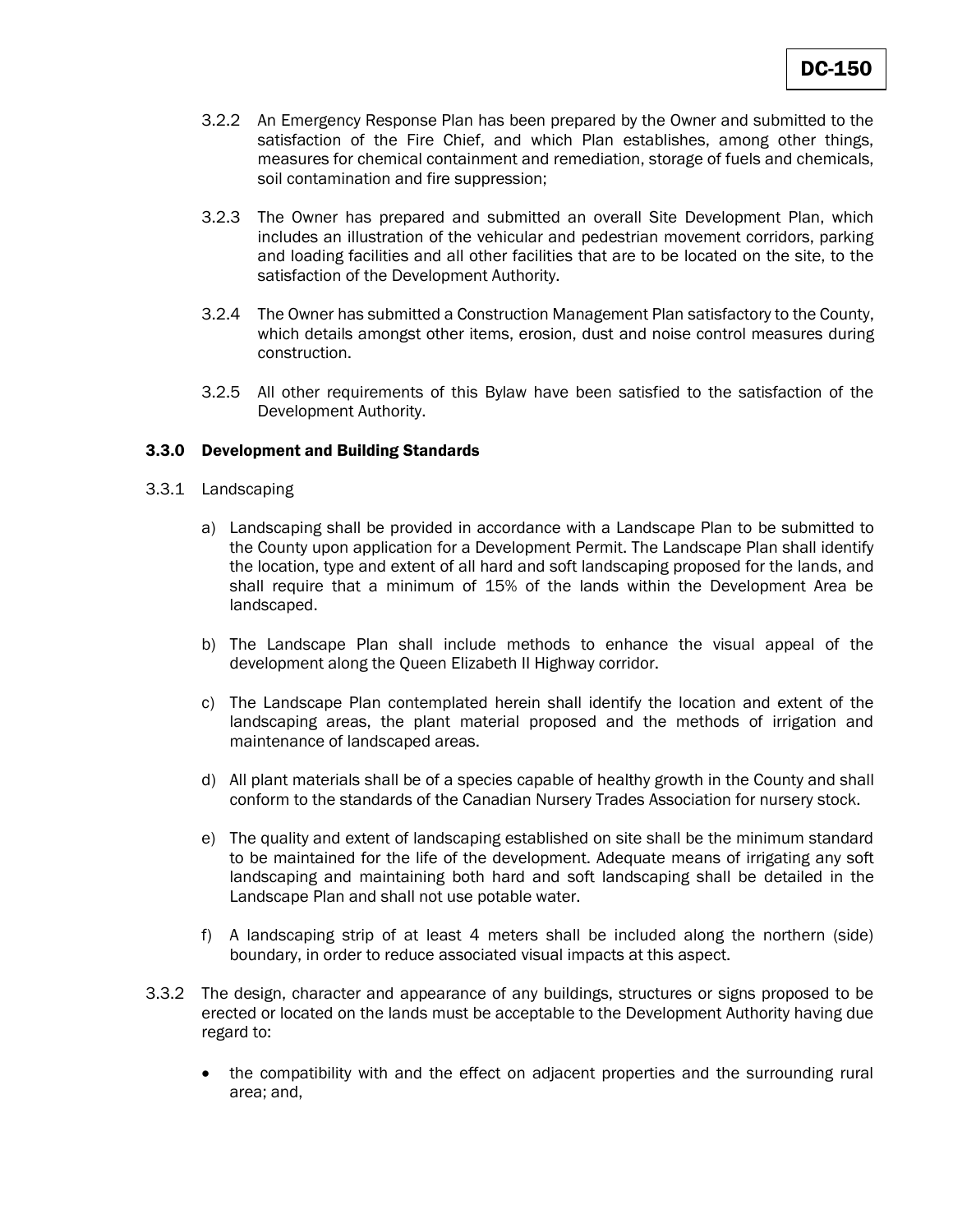3.2.2 An Emergency Response Plan has been prepared by the Owner and submitted to the satisfaction of the Fire Chief, and which Plan establishes, among other things, measures for chemical containment and remediation, storage of fuels and chemicals, soil contamination and fire suppression;

3.2.3 The Owner has prepared and submitted an overall Site Development Plan, which includes an illustration of the vehicular and pedestrian movement corridors, parking and loading facilities and all other facilities that are to be located on the site, to the satisfaction of the Development Authority.

3.2.4 The Owner has submitted a Construction Management Plan satisfactory to the County, which details amongst other items, erosion, dust and noise control measures during construction.

3.2.5 All other requirements of this Bylaw have been satisfied to the satisfaction of the Development Authority.

### 3.3.0 Development and Building Standards

3.3.1 Landscaping

a) Landscaping shall be provided in accordance with a Landscape Plan to be submitted to the County upon application for a Development Permit. The Landscape Plan shall identify the location, type and extent of all hard and soft landscaping proposed for the lands, and shall require that a minimum of 15% of the lands within the Development Area be landscaped.

b) The Landscape Plan shall include methods to enhance the visual appeal of the development along the Queen Elizabeth II Highway corridor.

c) The Landscape Plan contemplated herein shall identify the location and extent of the landscaping areas, the plant material proposed and the methods of irrigation and maintenance of landscaped areas.

d) All plant materials shall be of a species capable of healthy growth in the County and shall conform to the standards of the Canadian Nursery Trades Association for nursery stock.

e) The quality and extent of landscaping established on site shall be the minimum standard to be maintained for the life of the development. Adequate means of irrigating any soft landscaping and maintaining both hard and soft landscaping shall be detailed in the Landscape Plan and shall not use potable water.

f) A landscaping strip of at least 4 meters shall be included along the northern (side) boundary, in order to reduce associated visual impacts at this aspect.

3.3.2 The design, character and appearance of any buildings, structures or signs proposed to be erected or located on the lands must be acceptable to the Development Authority having due regard to:

- the compatibility with and the effect on adjacent properties and the surrounding rural area; and,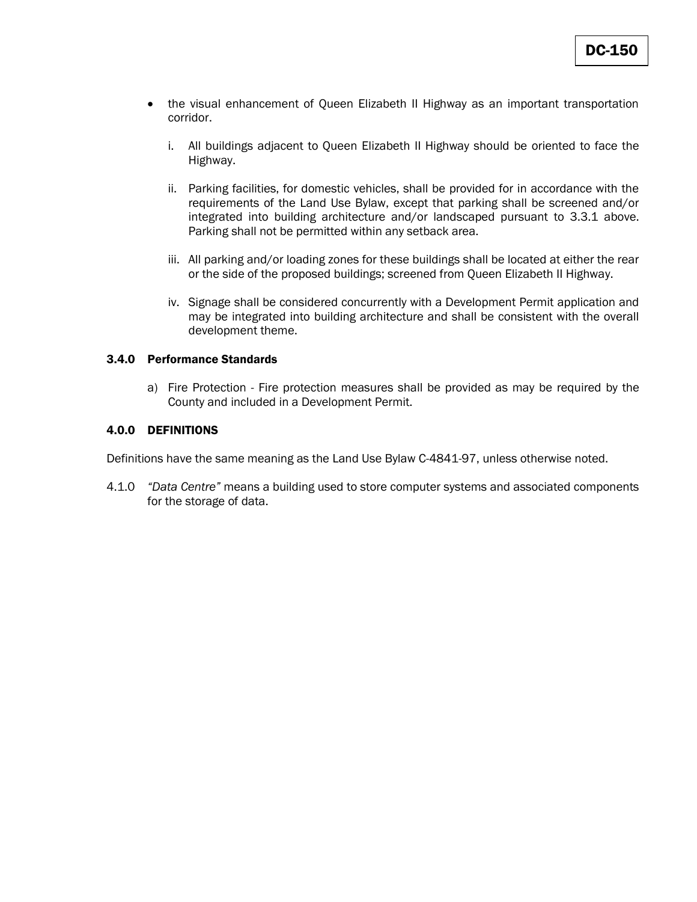- the visual enhancement of Queen Elizabeth II Highway as an important transportation corridor.

  i. All buildings adjacent to Queen Elizabeth II Highway should be oriented to face the Highway.

  ii. Parking facilities, for domestic vehicles, shall be provided for in accordance with the requirements of the Land Use Bylaw, except that parking shall be screened and/or integrated into building architecture and/or landscaped pursuant to 3.3.1 above. Parking shall not be permitted within any setback area.

  iii. All parking and/or loading zones for these buildings shall be located at either the rear or the side of the proposed buildings; screened from Queen Elizabeth II Highway.

  iv. Signage shall be considered concurrently with a Development Permit application and may be integrated into building architecture and shall be consistent with the overall development theme.

### 3.4.0 Performance Standards

a) Fire Protection - Fire protection measures shall be provided as may be required by the County and included in a Development Permit.

### 4.0.0 DEFINITIONS

Definitions have the same meaning as the Land Use Bylaw C-4841-97, unless otherwise noted.

4.1.0 *"Data Centre"* means a building used to store computer systems and associated components for the storage of data.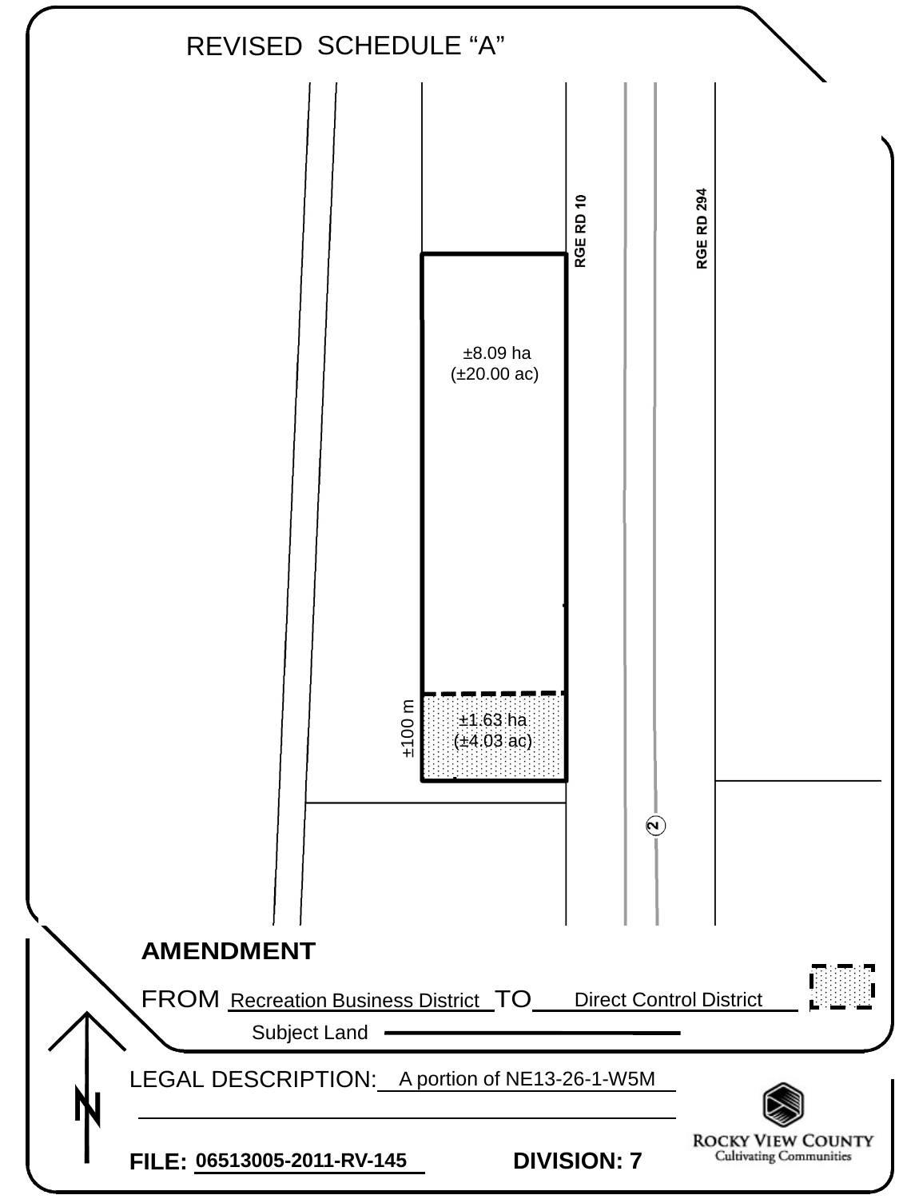# REVISED SCHEDULE “A”

RGE RD 10

RGE RD 294

±8.09 ha
(±20.00 ac)

±100 m

±1.63 ha
(±4.03 ac)

2

**AMENDMENT**

FROM Recreation Business District TO Direct Control District

Subject Land

LEGAL DESCRIPTION: A portion of NE13-26-1-W5M

**FILE: 06513005-2011-RV-145**

**DIVISION: 7**

ROCKY VIEW COUNTY
Cultivating Communities